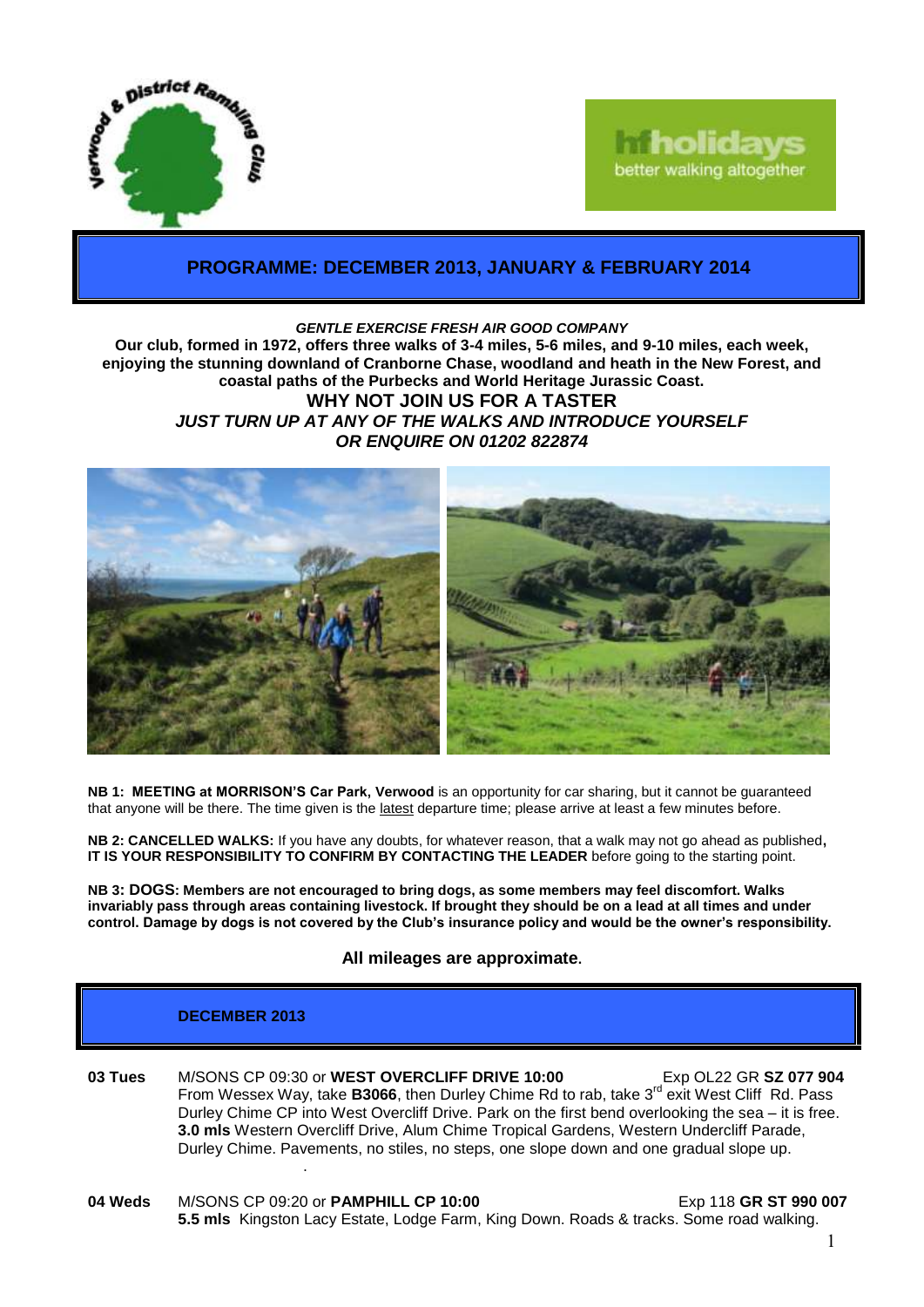# PROGRAMME: DECEMBER 2013, JANUARY & FEBRUARY 2014

***GENTLE EXERCISE FRESH AIR GOOD COMPANY***

**Our club, formed in 1972, offers three walks of 3-4 miles, 5-6 miles, and 9-10 miles, each week, enjoying the stunning downland of Cranborne Chase, woodland and heath in the New Forest, and coastal paths of the Purbecks and World Heritage Jurassic Coast.**

**WHY NOT JOIN US FOR A TASTER**

***JUST TURN UP AT ANY OF THE WALKS AND INTRODUCE YOURSELF***

***OR ENQUIRE ON 01202 822874***

**NB 1: MEETING at MORRISON'S Car Park, Verwood** is an opportunity for car sharing, but it cannot be guaranteed that anyone will be there. The time given is the latest departure time; please arrive at least a few minutes before.

**NB 2: CANCELLED WALKS:** If you have any doubts, for whatever reason, that a walk may not go ahead as published**, IT IS YOUR RESPONSIBILITY TO CONFIRM BY CONTACTING THE LEADER** before going to the starting point.

**NB 3: DOGS: Members are not encouraged to bring dogs, as some members may feel discomfort. Walks invariably pass through areas containing livestock. If brought they should be on a lead at all times and under control. Damage by dogs is not covered by the Club's insurance policy and would be the owner's responsibility.**

**All mileages are approximate.**

## DECEMBER 2013

**03 Tues** M/SONS CP 09:30 or **WEST OVERCLIFF DRIVE 10:00** Exp OL22 GR **SZ 077 904**
From Wessex Way, take **B3066**, then Durley Chime Rd to rab, take 3rd exit West Cliff Rd. Pass Durley Chime CP into West Overcliff Drive. Park on the first bend overlooking the sea – it is free.
**3.0 mls** Western Overcliff Drive, Alum Chime Tropical Gardens, Western Undercliff Parade, Durley Chime. Pavements, no stiles, no steps, one slope down and one gradual slope up.

**04 Weds** M/SONS CP 09:20 or **PAMPHILL CP 10:00** Exp 118 **GR ST 990 007**
**5.5 mls** Kingston Lacy Estate, Lodge Farm, King Down. Roads & tracks. Some road walking.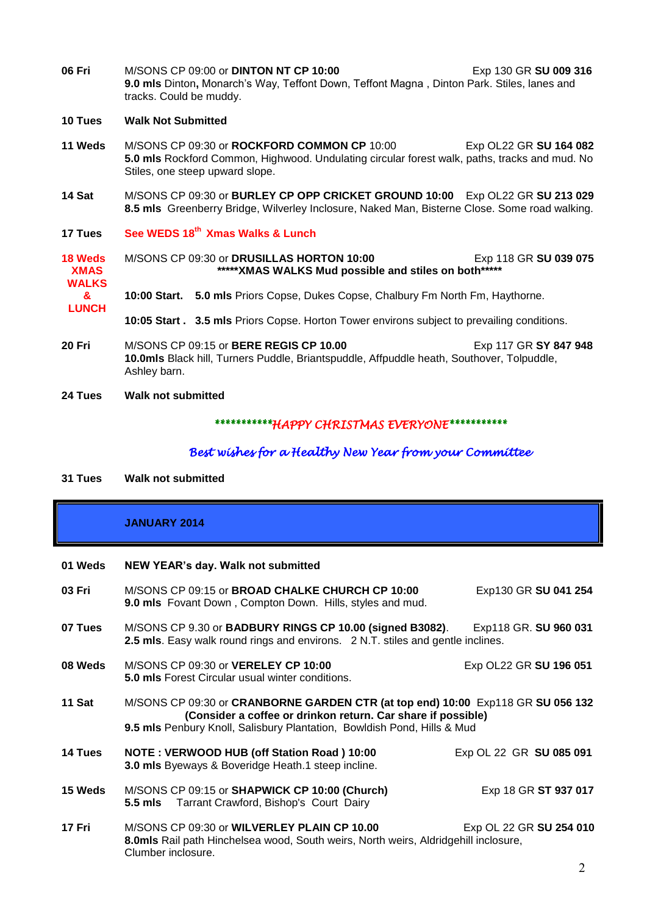**06 Fri** M/SONS CP 09:00 or **DINTON NT CP 10:00** Exp 130 GR **SU 009 316**
**9.0 mls** Dinton**,** Monarch's Way, Teffont Down, Teffont Magna , Dinton Park. Stiles, lanes and tracks. Could be muddy.

**10 Tues** **Walk Not Submitted**

**11 Weds** M/SONS CP 09:30 or **ROCKFORD COMMON CP** 10:00 Exp OL22 GR **SU 164 082**
**5.0 mls** Rockford Common, Highwood. Undulating circular forest walk, paths, tracks and mud. No Stiles, one steep upward slope.

**14 Sat** M/SONS CP 09:30 or **BURLEY CP OPP CRICKET GROUND 10:00** Exp OL22 GR **SU 213 029**
**8.5 mls** Greenberry Bridge, Wilverley Inclosure, Naked Man, Bisterne Close. Some road walking.

**17 Tues** **See WEDS 18th Xmas Walks & Lunch**

**18 Weds XMAS WALKS & LUNCH** M/SONS CP 09:30 or **DRUSILLAS HORTON 10:00** Exp 118 GR **SU 039 075**
**\*\*\*\*\*XMAS WALKS Mud possible and stiles on both\*\*\*\*\***

**10:00 Start. 5.0 mls** Priors Copse, Dukes Copse, Chalbury Fm North Fm, Haythorne.

**10:05 Start . 3.5 mls** Priors Copse. Horton Tower environs subject to prevailing conditions.

**20 Fri** M/SONS CP 09:15 or **BERE REGIS CP 10.00** Exp 117 GR **SY 847 948**
**10.0mls** Black hill, Turners Puddle, Briantspuddle, Affpuddle heath, Southover, Tolpuddle, Ashley barn.

**24 Tues** **Walk not submitted**

*\*\*\*\*\*\*\*\*\*\*\*HAPPY CHRISTMAS EVERYONE\*\*\*\*\*\*\*\*\*\*\**

*Best wishes for a Healthy New Year from your Committee*

**31 Tues** **Walk not submitted**

## JANUARY 2014

**01 Weds** **NEW YEAR's day. Walk not submitted**

**03 Fri** M/SONS CP 09:15 or **BROAD CHALKE CHURCH CP 10:00** Exp130 GR **SU 041 254**
**9.0 mls** Fovant Down , Compton Down. Hills, styles and mud.

**07 Tues** M/SONS CP 9.30 or **BADBURY RINGS CP 10.00 (signed B3082)**. Exp118 GR. **SU 960 031**
**2.5 mls**. Easy walk round rings and environs. 2 N.T. stiles and gentle inclines.

**08 Weds** M/SONS CP 09:30 or **VERELEY CP 10:00** Exp OL22 GR **SU 196 051**
**5.0 mls** Forest Circular usual winter conditions.

**11 Sat** M/SONS CP 09:30 or **CRANBORNE GARDEN CTR (at top end) 10:00** Exp118 GR **SU 056 132**
**(Consider a coffee or drinkon return. Car share if possible)**
**9.5 mls** Penbury Knoll, Salisbury Plantation, Bowldish Pond, Hills & Mud

**14 Tues** **NOTE : VERWOOD HUB (off Station Road ) 10:00** Exp OL 22 GR **SU 085 091**
**3.0 mls** Byeways & Boveridge Heath.1 steep incline.

**15 Weds** M/SONS CP 09:15 or **SHAPWICK CP 10:00 (Church)** Exp 18 GR **ST 937 017**
**5.5 mls** Tarrant Crawford, Bishop's Court Dairy

**17 Fri** M/SONS CP 09:30 or **WILVERLEY PLAIN CP 10.00** Exp OL 22 GR **SU 254 010**
**8.0mls** Rail path Hinchelsea wood, South weirs, North weirs, Aldridgehill inclosure, Clumber inclosure.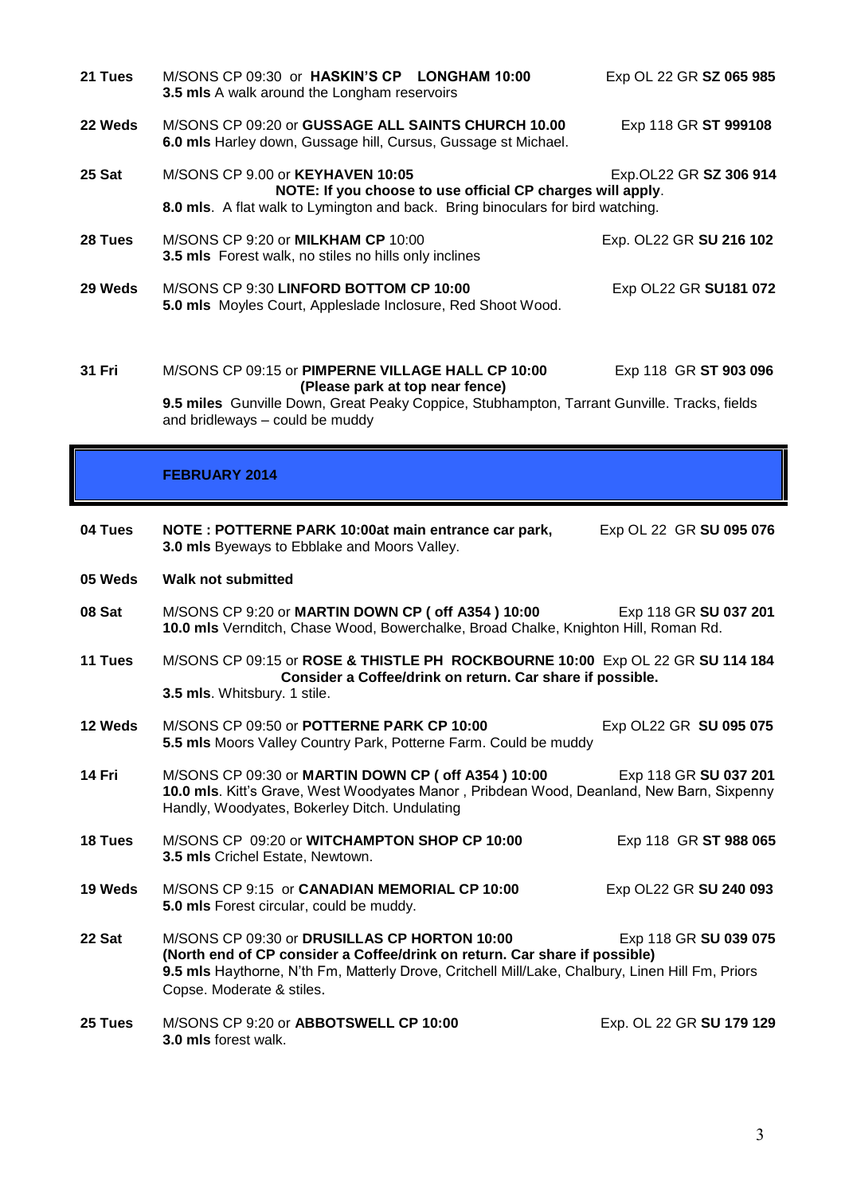**21 Tues** M/SONS CP 09:30 or **HASKIN'S CP LONGHAM 10:00** Exp OL 22 GR **SZ 065 985**
**3.5 mls** A walk around the Longham reservoirs

**22 Weds** M/SONS CP 09:20 or **GUSSAGE ALL SAINTS CHURCH 10.00** Exp 118 GR **ST 999108**
**6.0 mls** Harley down, Gussage hill, Cursus, Gussage st Michael.

**25 Sat** M/SONS CP 9.00 or **KEYHAVEN 10:05** Exp.OL22 GR **SZ 306 914**
**NOTE: If you choose to use official CP charges will apply**.
**8.0 mls**. A flat walk to Lymington and back. Bring binoculars for bird watching.

**28 Tues** M/SONS CP 9:20 or **MILKHAM CP** 10:00 Exp. OL22 GR **SU 216 102**
**3.5 mls** Forest walk, no stiles no hills only inclines

**29 Weds** M/SONS CP 9:30 **LINFORD BOTTOM CP 10:00** Exp OL22 GR **SU181 072**
**5.0 mls** Moyles Court, Appleslade Inclosure, Red Shoot Wood.

**31 Fri** M/SONS CP 09:15 or **PIMPERNE VILLAGE HALL CP 10:00** Exp 118 GR **ST 903 096**
**(Please park at top near fence)**
**9.5 miles** Gunville Down, Great Peaky Coppice, Stubhampton, Tarrant Gunville. Tracks, fields and bridleways – could be muddy

## FEBRUARY 2014

**04 Tues** **NOTE : POTTERNE PARK 10:00at main entrance car park,** Exp OL 22 GR **SU 095 076**
**3.0 mls** Byeways to Ebblake and Moors Valley.

**05 Weds** **Walk not submitted**

**08 Sat** M/SONS CP 9:20 or **MARTIN DOWN CP ( off A354 ) 10:00** Exp 118 GR **SU 037 201**
**10.0 mls** Verdnitch, Chase Wood, Bowerchalke, Broad Chalke, Knighton Hill, Roman Rd.

**11 Tues** M/SONS CP 09:15 or **ROSE & THISTLE PH ROCKBOURNE 10:00** Exp OL 22 GR **SU 114 184**
**Consider a Coffee/drink on return. Car share if possible.**
**3.5 mls**. Whitsbury. 1 stile.

**12 Weds** M/SONS CP 09:50 or **POTTERNE PARK CP 10:00** Exp OL22 GR **SU 095 075**
**5.5 mls** Moors Valley Country Park, Potterne Farm. Could be muddy

**14 Fri** M/SONS CP 09:30 or **MARTIN DOWN CP ( off A354 ) 10:00** Exp 118 GR **SU 037 201**
**10.0 mls**. Kitt's Grave, West Woodyates Manor , Pribdean Wood, Deanland, New Barn, Sixpenny Handly, Woodyates, Bokerley Ditch. Undulating

**18 Tues** M/SONS CP 09:20 or **WITCHAMPTON SHOP CP 10:00** Exp 118 GR **ST 988 065**
**3.5 mls** Crichel Estate, Newtown.

**19 Weds** M/SONS CP 9:15 or **CANADIAN MEMORIAL CP 10:00** Exp OL22 GR **SU 240 093**
**5.0 mls** Forest circular, could be muddy.

**22 Sat** M/SONS CP 09:30 or **DRUSILLAS CP HORTON 10:00** Exp 118 GR **SU 039 075**
**(North end of CP consider a Coffee/drink on return. Car share if possible)**
**9.5 mls** Haythorne, N'th Fm, Matterly Drove, Critchell Mill/Lake, Chalbury, Linen Hill Fm, Priors Copse. Moderate & stiles.

**25 Tues** M/SONS CP 9:20 or **ABBOTSWELL CP 10:00** Exp. OL 22 GR **SU 179 129**
**3.0 mls** forest walk.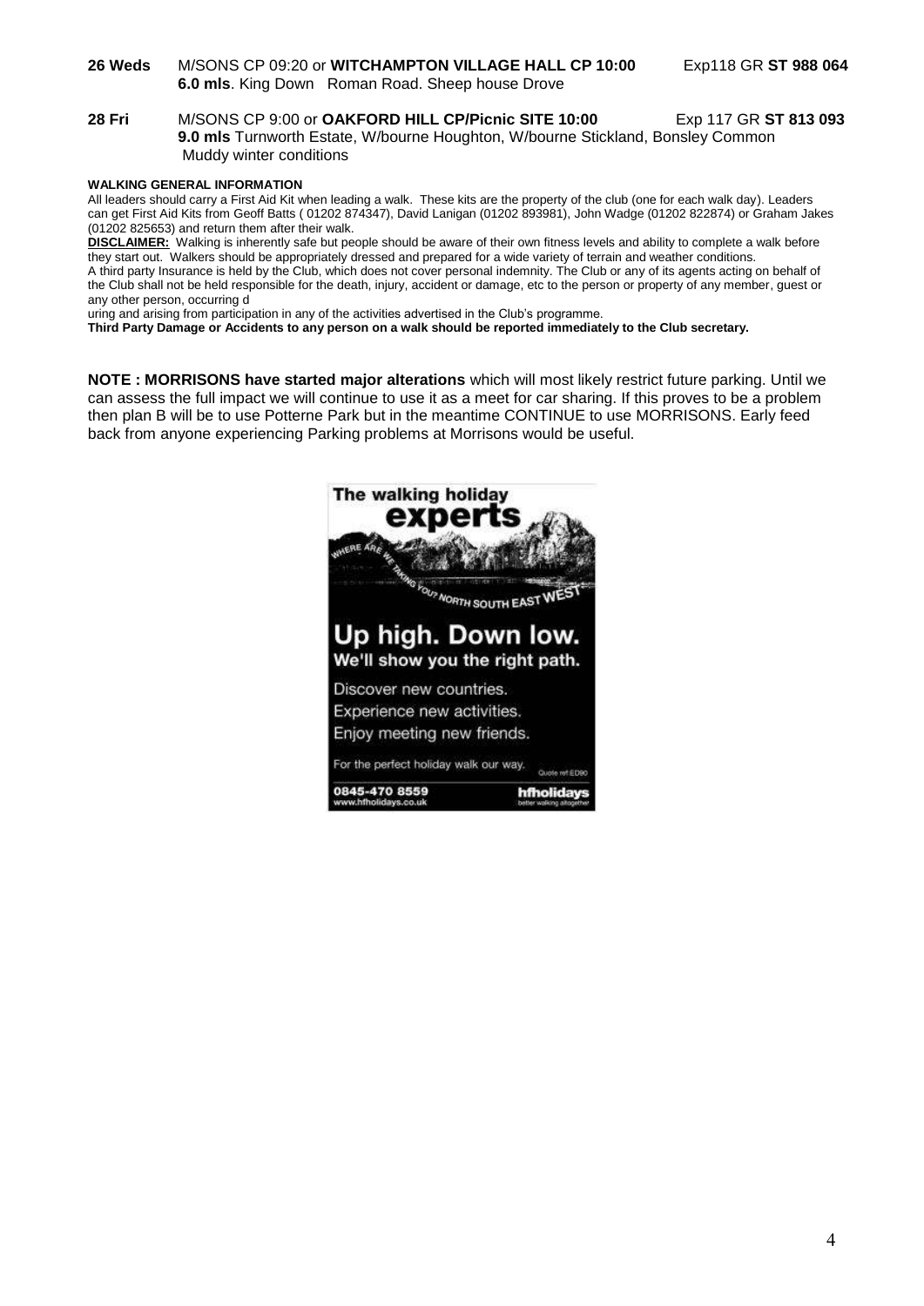**26 Weds** M/SONS CP 09:20 or **WITCHAMPTON VILLAGE HALL CP 10:00** Exp118 GR **ST 988 064**
**6.0 mls**. King Down Roman Road. Sheep house Drove

**28 Fri** M/SONS CP 9:00 or **OAKFORD HILL CP/Picnic SITE 10:00** Exp 117 GR **ST 813 093**
**9.0 mls** Turnworth Estate, W/bourne Houghton, W/bourne Stickland, Bonsley Common
Muddy winter conditions

**WALKING GENERAL INFORMATION**

All leaders should carry a First Aid Kit when leading a walk. These kits are the property of the club (one for each walk day). Leaders can get First Aid Kits from Geoff Batts ( 01202 874347), David Lanigan (01202 893981), John Wadge (01202 822874) or Graham Jakes (01202 825653) and return them after their walk.

**DISCLAIMER:** Walking is inherently safe but people should be aware of their own fitness levels and ability to complete a walk before they start out. Walkers should be appropriately dressed and prepared for a wide variety of terrain and weather conditions.
A third party Insurance is held by the Club, which does not cover personal indemnity. The Club or any of its agents acting on behalf of the Club shall not be held responsible for the death, injury, accident or damage, etc to the person or property of any member, guest or any other person, occurring d
uring and arising from participation in any of the activities advertised in the Club's programme.

**Third Party Damage or Accidents to any person on a walk should be reported immediately to the Club secretary.**

**NOTE : MORRISONS have started major alterations** which will most likely restrict future parking. Until we can assess the full impact we will continue to use it as a meet for car sharing. If this proves to be a problem then plan B will be to use Potterne Park but in the meantime CONTINUE to use MORRISONS. Early feed back from anyone experiencing Parking problems at Morrisons would be useful.

The walking holiday experts

WHERE ARE WE TAKING YOU? NORTH SOUTH EAST WEST

Up high. Down low.
We'll show you the right path.

Discover new countries.
Experience new activities.
Enjoy meeting new friends.

For the perfect holiday walk our way. Quote ref:ED90

0845-470 8559
www.hfholidays.co.uk

hfholidays
better walking altogether